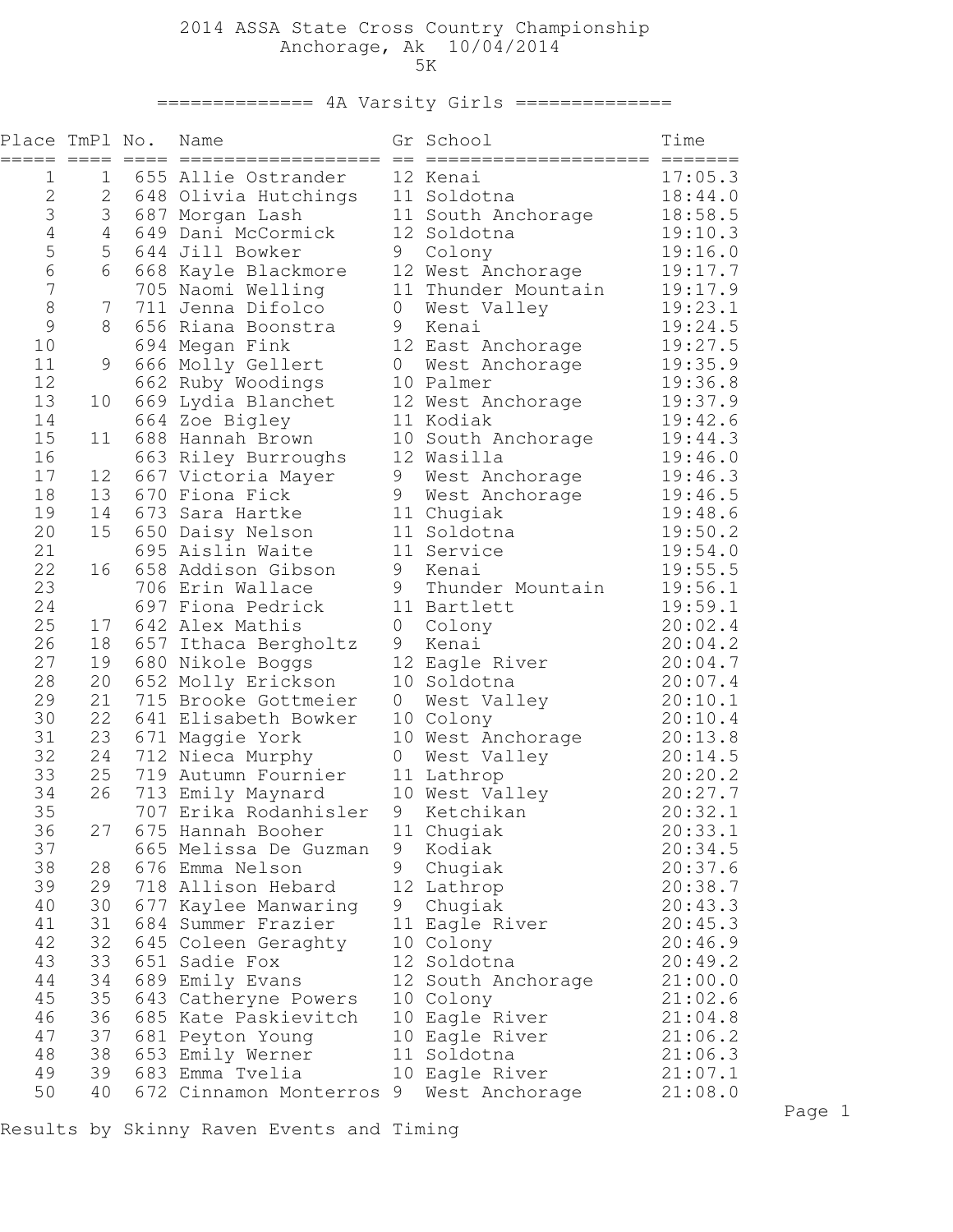# 2014 ASSA State Cross Country Championship

Anchorage, Ak 10/04/2014

5K

## ============== 4A Varsity Girls ==============

| Place | TmPl | No. | Name | Gr | School | Time |
|---|---|---|---|---|---|---|
| 1 | 1 | 655 | Allie Ostrander | 12 | Kenai | 17:05.3 |
| 2 | 2 | 648 | Olivia Hutchings | 11 | Soldotna | 18:44.0 |
| 3 | 3 | 687 | Morgan Lash | 11 | South Anchorage | 18:58.5 |
| 4 | 4 | 649 | Dani McCormick | 12 | Soldotna | 19:10.3 |
| 5 | 5 | 644 | Jill Bowker | 9 | Colony | 19:16.0 |
| 6 | 6 | 668 | Kayle Blackmore | 12 | West Anchorage | 19:17.7 |
| 7 | | 705 | Naomi Welling | 11 | Thunder Mountain | 19:17.9 |
| 8 | 7 | 711 | Jenna Difolco | 0 | West Valley | 19:23.1 |
| 9 | 8 | 656 | Riana Boonstra | 9 | Kenai | 19:24.5 |
| 10 | | 694 | Megan Fink | 12 | East Anchorage | 19:27.5 |
| 11 | 9 | 666 | Molly Gellert | 0 | West Anchorage | 19:35.9 |
| 12 | | 662 | Ruby Woodings | 10 | Palmer | 19:36.8 |
| 13 | 10 | 669 | Lydia Blanchet | 12 | West Anchorage | 19:37.9 |
| 14 | | 664 | Zoe Bigley | 11 | Kodiak | 19:42.6 |
| 15 | 11 | 688 | Hannah Brown | 10 | South Anchorage | 19:44.3 |
| 16 | | 663 | Riley Burroughs | 12 | Wasilla | 19:46.0 |
| 17 | 12 | 667 | Victoria Mayer | 9 | West Anchorage | 19:46.3 |
| 18 | 13 | 670 | Fiona Fick | 9 | West Anchorage | 19:46.5 |
| 19 | 14 | 673 | Sara Hartke | 11 | Chugiak | 19:48.6 |
| 20 | 15 | 650 | Daisy Nelson | 11 | Soldotna | 19:50.2 |
| 21 | | 695 | Aislin Waite | 11 | Service | 19:54.0 |
| 22 | 16 | 658 | Addison Gibson | 9 | Kenai | 19:55.5 |
| 23 | | 706 | Erin Wallace | 9 | Thunder Mountain | 19:56.1 |
| 24 | | 697 | Fiona Pedrick | 11 | Bartlett | 19:59.1 |
| 25 | 17 | 642 | Alex Mathis | 0 | Colony | 20:02.4 |
| 26 | 18 | 657 | Ithaca Bergholtz | 9 | Kenai | 20:04.2 |
| 27 | 19 | 680 | Nikole Boggs | 12 | Eagle River | 20:04.7 |
| 28 | 20 | 652 | Molly Erickson | 10 | Soldotna | 20:07.4 |
| 29 | 21 | 715 | Brooke Gottmeier | 0 | West Valley | 20:10.1 |
| 30 | 22 | 641 | Elisabeth Bowker | 10 | Colony | 20:10.4 |
| 31 | 23 | 671 | Maggie York | 10 | West Anchorage | 20:13.8 |
| 32 | 24 | 712 | Nieca Murphy | 0 | West Valley | 20:14.5 |
| 33 | 25 | 719 | Autumn Fournier | 11 | Lathrop | 20:20.2 |
| 34 | 26 | 713 | Emily Maynard | 10 | West Valley | 20:27.7 |
| 35 | | 707 | Erika Rodanhisler | 9 | Ketchikan | 20:32.1 |
| 36 | 27 | 675 | Hannah Booher | 11 | Chugiak | 20:33.1 |
| 37 | | 665 | Melissa De Guzman | 9 | Kodiak | 20:34.5 |
| 38 | 28 | 676 | Emma Nelson | 9 | Chugiak | 20:37.6 |
| 39 | 29 | 718 | Allison Hebard | 12 | Lathrop | 20:38.7 |
| 40 | 30 | 677 | Kaylee Manwaring | 9 | Chugiak | 20:43.3 |
| 41 | 31 | 684 | Summer Frazier | 11 | Eagle River | 20:45.3 |
| 42 | 32 | 645 | Coleen Geraghty | 10 | Colony | 20:46.9 |
| 43 | 33 | 651 | Sadie Fox | 12 | Soldotna | 20:49.2 |
| 44 | 34 | 689 | Emily Evans | 12 | South Anchorage | 21:00.0 |
| 45 | 35 | 643 | Catheryne Powers | 10 | Colony | 21:02.6 |
| 46 | 36 | 685 | Kate Paskievitch | 10 | Eagle River | 21:04.8 |
| 47 | 37 | 681 | Peyton Young | 10 | Eagle River | 21:06.2 |
| 48 | 38 | 653 | Emily Werner | 11 | Soldotna | 21:06.3 |
| 49 | 39 | 683 | Emma Tvelia | 10 | Eagle River | 21:07.1 |
| 50 | 40 | 672 | Cinnamon Monterros | 9 | West Anchorage | 21:08.0 |

Results by Skinny Raven Events and Timing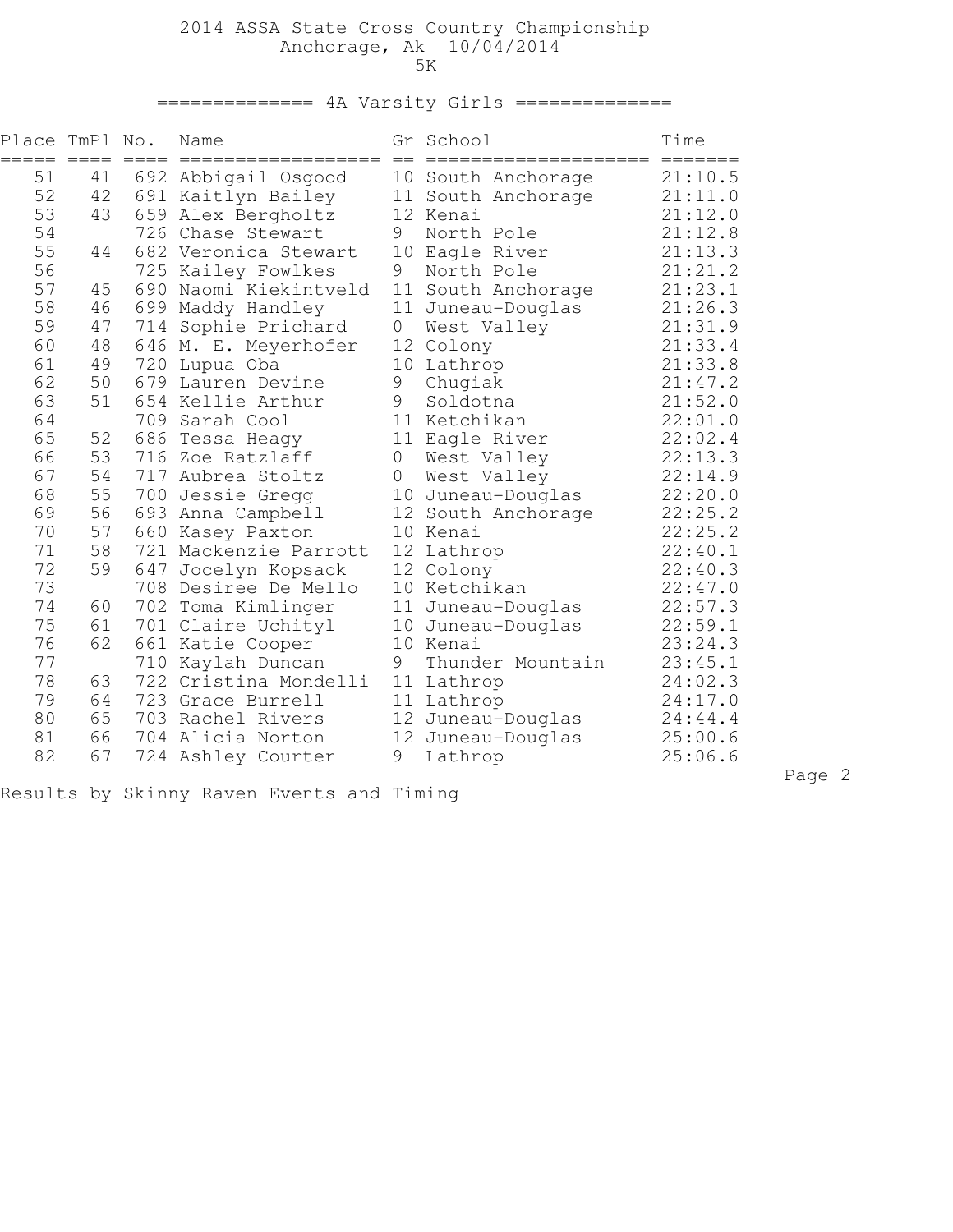2014 ASSA State Cross Country Championship
Anchorage, Ak 10/04/2014
5K

## 4A Varsity Girls

| Place | TmPl | No. | Name | Gr | School | Time |
|---|---|---|---|---|---|---|
| 51 | 41 | 692 | Abbigail Osgood | 10 | South Anchorage | 21:10.5 |
| 52 | 42 | 691 | Kaitlyn Bailey | 11 | South Anchorage | 21:11.0 |
| 53 | 43 | 659 | Alex Bergholtz | 12 | Kenai | 21:12.0 |
| 54 | | 726 | Chase Stewart | 9 | North Pole | 21:12.8 |
| 55 | 44 | 682 | Veronica Stewart | 10 | Eagle River | 21:13.3 |
| 56 | | 725 | Kailey Fowlkes | 9 | North Pole | 21:21.2 |
| 57 | 45 | 690 | Naomi Kiekintveld | 11 | South Anchorage | 21:23.1 |
| 58 | 46 | 699 | Maddy Handley | 11 | Juneau-Douglas | 21:26.3 |
| 59 | 47 | 714 | Sophie Prichard | 0 | West Valley | 21:31.9 |
| 60 | 48 | 646 | M. E. Meyerhofer | 12 | Colony | 21:33.4 |
| 61 | 49 | 720 | Lupua Oba | 10 | Lathrop | 21:33.8 |
| 62 | 50 | 679 | Lauren Devine | 9 | Chugiak | 21:47.2 |
| 63 | 51 | 654 | Kellie Arthur | 9 | Soldotna | 21:52.0 |
| 64 | | 709 | Sarah Cool | 11 | Ketchikan | 22:01.0 |
| 65 | 52 | 686 | Tessa Heagy | 11 | Eagle River | 22:02.4 |
| 66 | 53 | 716 | Zoe Ratzlaff | 0 | West Valley | 22:13.3 |
| 67 | 54 | 717 | Aubrea Stoltz | 0 | West Valley | 22:14.9 |
| 68 | 55 | 700 | Jessie Gregg | 10 | Juneau-Douglas | 22:20.0 |
| 69 | 56 | 693 | Anna Campbell | 12 | South Anchorage | 22:25.2 |
| 70 | 57 | 660 | Kasey Paxton | 10 | Kenai | 22:25.2 |
| 71 | 58 | 721 | Mackenzie Parrott | 12 | Lathrop | 22:40.1 |
| 72 | 59 | 647 | Jocelyn Kopsack | 12 | Colony | 22:40.3 |
| 73 | | 708 | Desiree De Mello | 10 | Ketchikan | 22:47.0 |
| 74 | 60 | 702 | Toma Kimlinger | 11 | Juneau-Douglas | 22:57.3 |
| 75 | 61 | 701 | Claire Uchityl | 10 | Juneau-Douglas | 22:59.1 |
| 76 | 62 | 661 | Katie Cooper | 10 | Kenai | 23:24.3 |
| 77 | | 710 | Kaylah Duncan | 9 | Thunder Mountain | 23:45.1 |
| 78 | 63 | 722 | Cristina Mondelli | 11 | Lathrop | 24:02.3 |
| 79 | 64 | 723 | Grace Burrell | 11 | Lathrop | 24:17.0 |
| 80 | 65 | 703 | Rachel Rivers | 12 | Juneau-Douglas | 24:44.4 |
| 81 | 66 | 704 | Alicia Norton | 12 | Juneau-Douglas | 25:00.6 |
| 82 | 67 | 724 | Ashley Courter | 9 | Lathrop | 25:06.6 |

Results by Skinny Raven Events and Timing